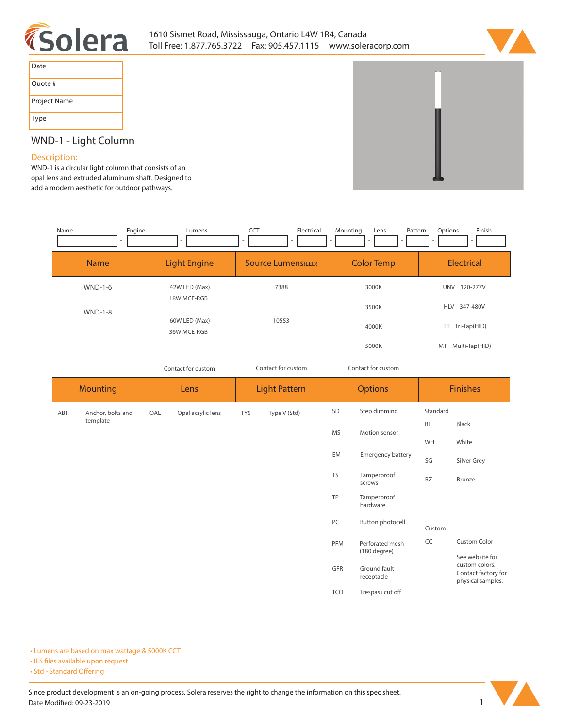1610 Sismet Road, Mississauga, Ontario L4W 1R4, Canada
Toll Free: 1.877.765.3722 Fax: 905.457.1115 www.soleracorp.com

| Date | |
|---|---|
| Quote # | |
| Project Name | |
| Type | |

# WND-1 - Light Column

## Description:

WND-1 is a circular light column that consists of an opal lens and extruded aluminum shaft. Designed to add a modern aesthetic for outdoor pathways.

| Name | Engine | Lumens | CCT | Electrical | Mounting | Lens | Pattern | Options | Finish |
|---|---|---|---|---|---|---|---|---|---|
| | - | - | - | - | - | - | - | - | - |

| Name | Light Engine | Source Lumens(LED) | Color Temp | Electrical |
|---|---|---|---|---|
| WND-1-6 | 42W LED (Max)<br>18W MCE-RGB | 7388 | 3000K | UNV 120-277V |
| WND-1-8 | 60W LED (Max)<br>36W MCE-RGB | 10553 | 3500K | HLV 347-480V |
| | | | 4000K | TT Tri-Tap(HID) |
| | | | 5000K | MT Multi-Tap(HID) |
| | Contact for custom | Contact for custom | Contact for custom | |

| Mounting | | Lens | | Light Pattern | | Options | | Finishes | |
|---|---|---|---|---|---|---|---|---|---|
| ABT | Anchor, bolts and template | OAL | Opal acrylic lens | TY5 | Type V (Std) | SD | Step dimming | Standard | |
| | | | | | | MS | Motion sensor | BL | Black |
| | | | | | | EM | Emergency battery | WH | White |
| | | | | | | TS | Tamperproof screws | SG | Silver Grey |
| | | | | | | TP | Tamperproof hardware | BZ | Bronze |
| | | | | | | PC | Button photocell | Custom | |
| | | | | | | PFM | Perforated mesh (180 degree) | CC | Custom Color<br>See website for custom colors. Contact factory for physical samples. |
| | | | | | | GFR | Ground fault receptacle | | |
| | | | | | | TCO | Trespass cut off | | |

- Lumens are based on max wattage & 5000K CCT
- IES files available upon request
- Std - Standard Offering

Since product development is an on-going process, Solera reserves the right to change the information on this spec sheet.
Date Modified: 09-23-2019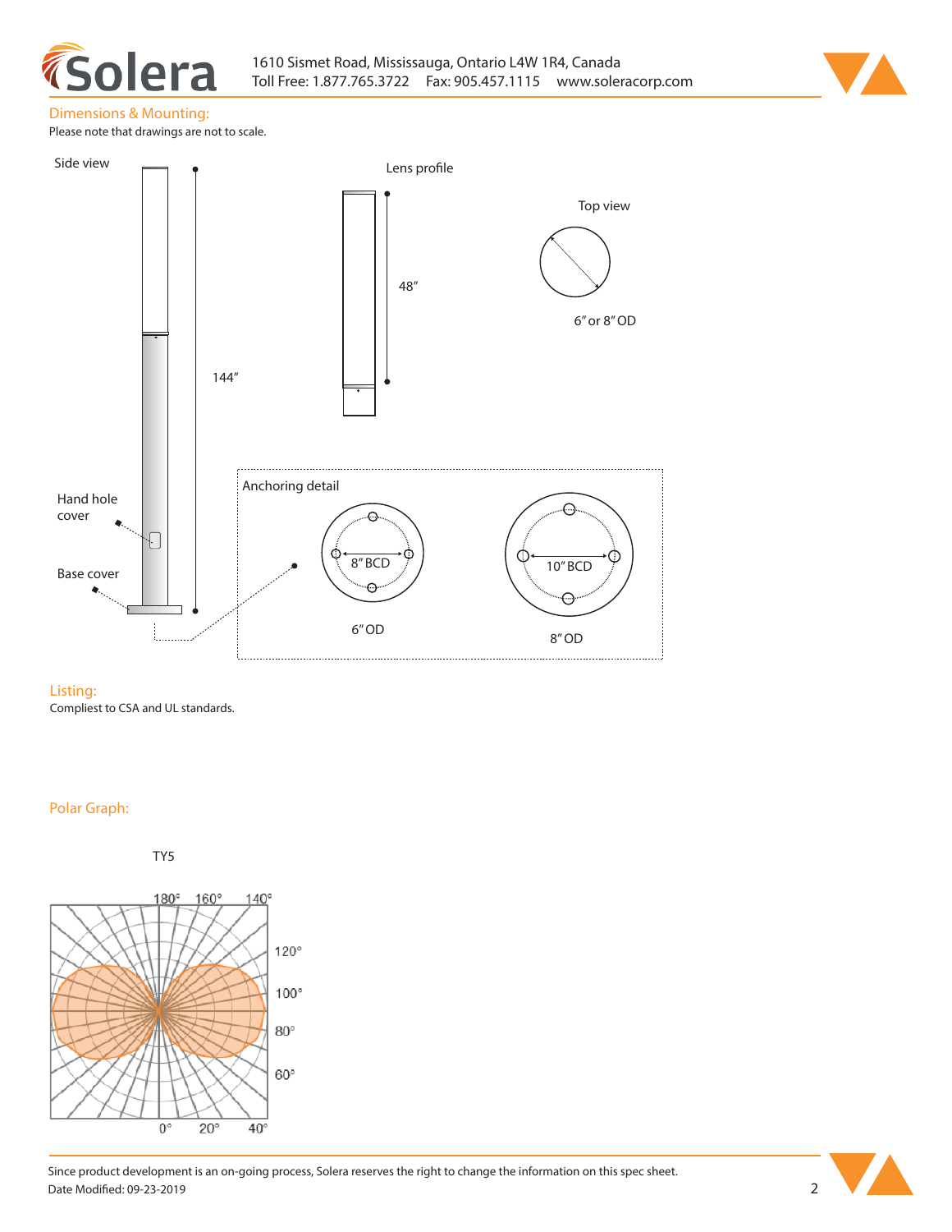Solera

1610 Sismet Road, Mississauga, Ontario L4W 1R4, Canada
Toll Free: 1.877.765.3722 Fax: 905.457.1115 www.soleracorp.com

## Dimensions & Mounting:

Please note that drawings are not to scale.

Side view

144″

Hand hole cover

Base cover

Lens profile

48″

Top view

6″ or 8″ OD

Anchoring detail

8″ BCD

6″ OD

10″ BCD

8″ OD

## Listing:

Compliest to CSA and UL standards.

## Polar Graph:

TY5

180° 160° 140°

120°

100°

80°

60°

0° 20° 40°

Since product development is an on-going process, Solera reserves the right to change the information on this spec sheet.
Date Modified: 09-23-2019